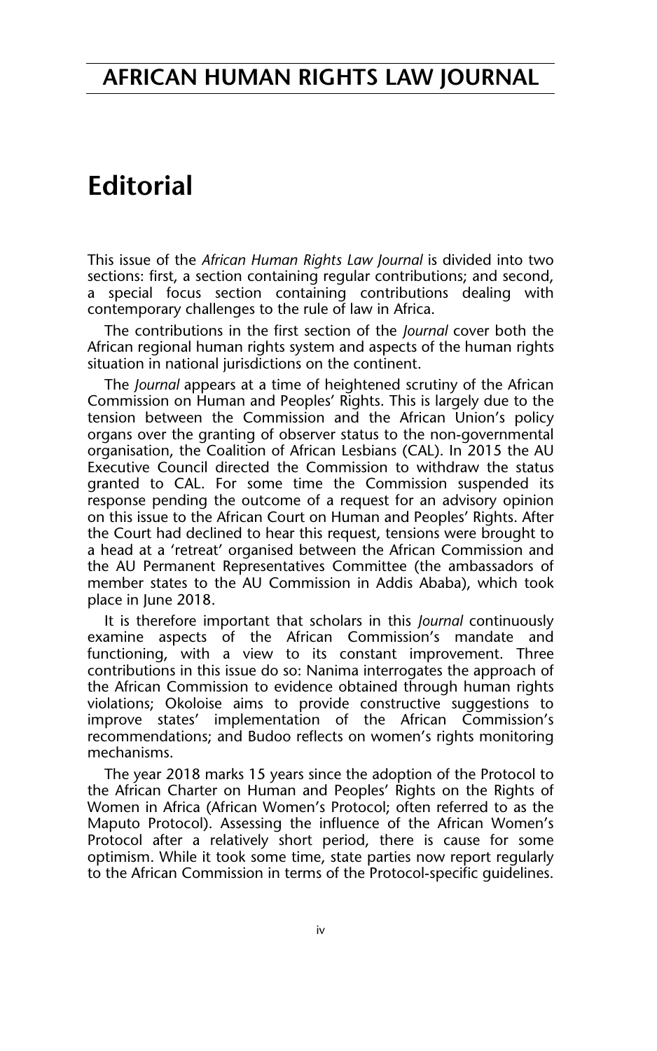# Editorial

This issue of the *African Human Rights Law Journal* is divided into two sections: first, a section containing regular contributions; and second, a special focus section containing contributions dealing with contemporary challenges to the rule of law in Africa.

The contributions in the first section of the *Journal* cover both the African regional human rights system and aspects of the human rights situation in national jurisdictions on the continent.

The *Journal* appears at a time of heightened scrutiny of the African Commission on Human and Peoples' Rights. This is largely due to the tension between the Commission and the African Union's policy organs over the granting of observer status to the non-governmental organisation, the Coalition of African Lesbians (CAL). In 2015 the AU Executive Council directed the Commission to withdraw the status granted to CAL. For some time the Commission suspended its response pending the outcome of a request for an advisory opinion on this issue to the African Court on Human and Peoples' Rights. After the Court had declined to hear this request, tensions were brought to a head at a 'retreat' organised between the African Commission and the AU Permanent Representatives Committee (the ambassadors of member states to the AU Commission in Addis Ababa), which took place in June 2018.

It is therefore important that scholars in this *Journal* continuously examine aspects of the African Commission's mandate and functioning, with a view to its constant improvement. Three contributions in this issue do so: Nanima interrogates the approach of the African Commission to evidence obtained through human rights violations; Okoloise aims to provide constructive suggestions to improve states' implementation of the African Commission's recommendations; and Budoo reflects on women's rights monitoring mechanisms.

The year 2018 marks 15 years since the adoption of the Protocol to the African Charter on Human and Peoples' Rights on the Rights of Women in Africa (African Women's Protocol; often referred to as the Maputo Protocol). Assessing the influence of the African Women's Protocol after a relatively short period, there is cause for some optimism. While it took some time, state parties now report regularly to the African Commission in terms of the Protocol-specific guidelines.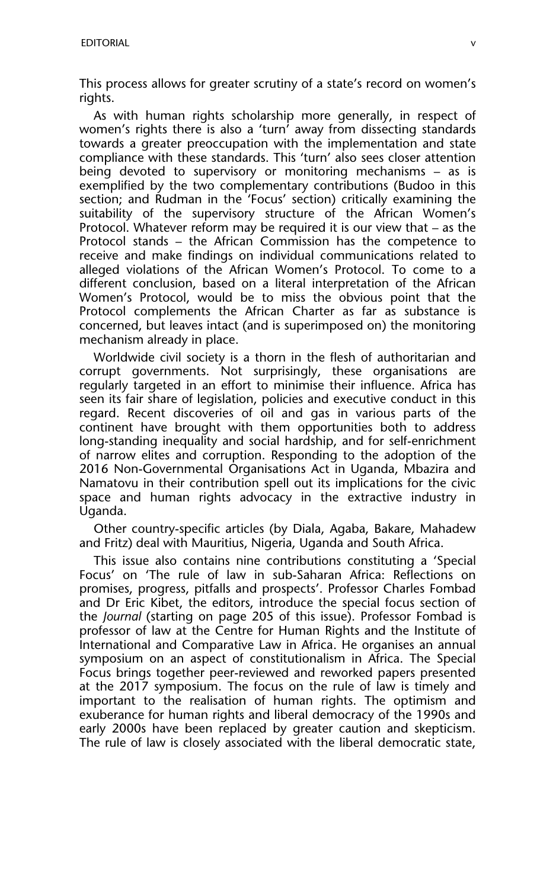This process allows for greater scrutiny of a state's record on women's rights.

As with human rights scholarship more generally, in respect of women's rights there is also a 'turn' away from dissecting standards towards a greater preoccupation with the implementation and state compliance with these standards. This 'turn' also sees closer attention being devoted to supervisory or monitoring mechanisms – as is exemplified by the two complementary contributions (Budoo in this section; and Rudman in the 'Focus' section) critically examining the suitability of the supervisory structure of the African Women's Protocol. Whatever reform may be required it is our view that – as the Protocol stands – the African Commission has the competence to receive and make findings on individual communications related to alleged violations of the African Women's Protocol. To come to a different conclusion, based on a literal interpretation of the African Women's Protocol, would be to miss the obvious point that the Protocol complements the African Charter as far as substance is concerned, but leaves intact (and is superimposed on) the monitoring mechanism already in place.

Worldwide civil society is a thorn in the flesh of authoritarian and corrupt governments. Not surprisingly, these organisations are regularly targeted in an effort to minimise their influence. Africa has seen its fair share of legislation, policies and executive conduct in this regard. Recent discoveries of oil and gas in various parts of the continent have brought with them opportunities both to address long-standing inequality and social hardship, and for self-enrichment of narrow elites and corruption. Responding to the adoption of the 2016 Non-Governmental Organisations Act in Uganda, Mbazira and Namatovu in their contribution spell out its implications for the civic space and human rights advocacy in the extractive industry in Uganda.

Other country-specific articles (by Diala, Agaba, Bakare, Mahadew and Fritz) deal with Mauritius, Nigeria, Uganda and South Africa.

This issue also contains nine contributions constituting a 'Special Focus' on 'The rule of law in sub-Saharan Africa: Reflections on promises, progress, pitfalls and prospects'. Professor Charles Fombad and Dr Eric Kibet, the editors, introduce the special focus section of the *Journal* (starting on page 205 of this issue). Professor Fombad is professor of law at the Centre for Human Rights and the Institute of International and Comparative Law in Africa. He organises an annual symposium on an aspect of constitutionalism in Africa. The Special Focus brings together peer-reviewed and reworked papers presented at the 2017 symposium. The focus on the rule of law is timely and important to the realisation of human rights. The optimism and exuberance for human rights and liberal democracy of the 1990s and early 2000s have been replaced by greater caution and skepticism. The rule of law is closely associated with the liberal democratic state,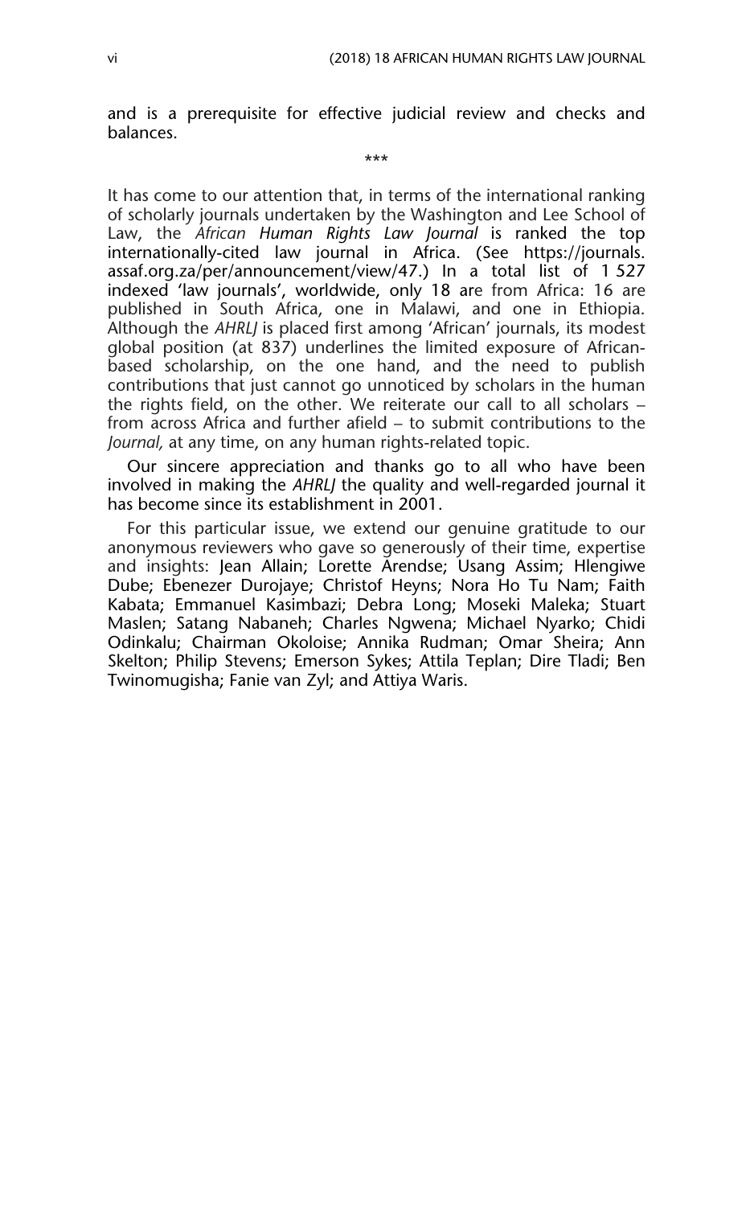and is a prerequisite for effective judicial review and checks and balances.

\*\*\*

It has come to our attention that, in terms of the international ranking of scholarly journals undertaken by the Washington and Lee School of Law, the *African Human Rights Law Journal* is ranked the top internationally-cited law journal in Africa. (See https://journals.assaf.org.za/per/announcement/view/47.) In a total list of 1 527 indexed 'law journals', worldwide, only 18 are from Africa: 16 are published in South Africa, one in Malawi, and one in Ethiopia. Although the *AHRLJ* is placed first among 'African' journals, its modest global position (at 837) underlines the limited exposure of African-based scholarship, on the one hand, and the need to publish contributions that just cannot go unnoticed by scholars in the human the rights field, on the other. We reiterate our call to all scholars – from across Africa and further afield – to submit contributions to the *Journal,* at any time, on any human rights-related topic.

Our sincere appreciation and thanks go to all who have been involved in making the *AHRLJ* the quality and well-regarded journal it has become since its establishment in 2001.

For this particular issue, we extend our genuine gratitude to our anonymous reviewers who gave so generously of their time, expertise and insights: Jean Allain; Lorette Arendse; Usang Assim; Hlengiwe Dube; Ebenezer Durojaye; Christof Heyns; Nora Ho Tu Nam; Faith Kabata; Emmanuel Kasimbazi; Debra Long; Moseki Maleka; Stuart Maslen; Satang Nabaneh; Charles Ngwena; Michael Nyarko; Chidi Odinkalu; Chairman Okoloise; Annika Rudman; Omar Sheira; Ann Skelton; Philip Stevens; Emerson Sykes; Attila Teplan; Dire Tladi; Ben Twinomugisha; Fanie van Zyl; and Attiya Waris.